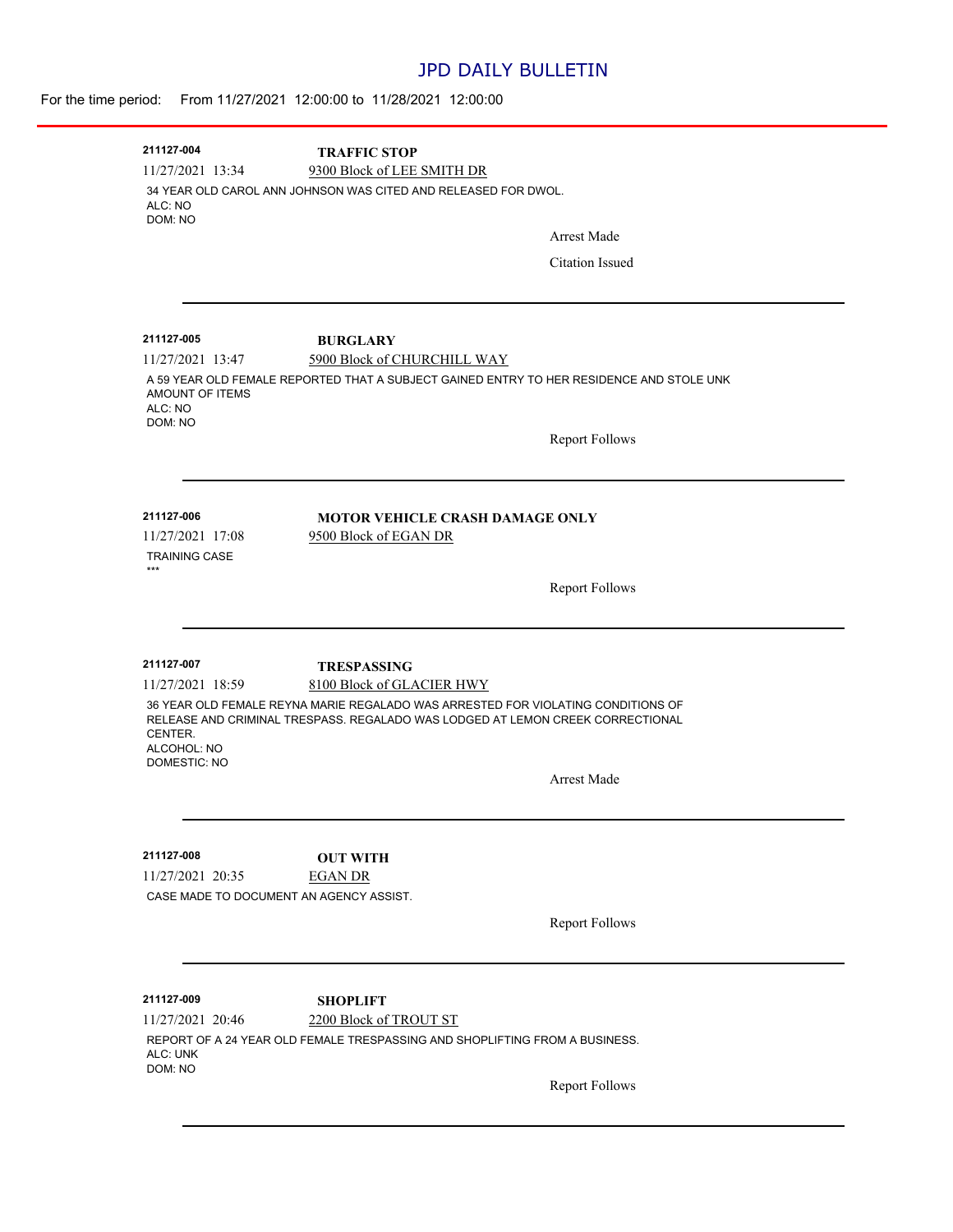# JPD DAILY BULLETIN

For the time period: From 11/27/2021 12:00:00 to 11/28/2021 12:00:00

---

**211127-004** **TRAFFIC STOP**

11/27/2021 13:34 9300 Block of LEE SMITH DR

34 YEAR OLD CAROL ANN JOHNSON WAS CITED AND RELEASED FOR DWOL.
ALC: NO
DOM: NO

Arrest Made

Citation Issued

---

**211127-005** **BURGLARY**

11/27/2021 13:47 5900 Block of CHURCHILL WAY

A 59 YEAR OLD FEMALE REPORTED THAT A SUBJECT GAINED ENTRY TO HER RESIDENCE AND STOLE UNK AMOUNT OF ITEMS
ALC: NO
DOM: NO

Report Follows

---

**211127-006** **MOTOR VEHICLE CRASH DAMAGE ONLY**

11/27/2021 17:08 9500 Block of EGAN DR

TRAINING CASE
***

Report Follows

---

**211127-007** **TRESPASSING**

11/27/2021 18:59 8100 Block of GLACIER HWY

36 YEAR OLD FEMALE REYNA MARIE REGALADO WAS ARRESTED FOR VIOLATING CONDITIONS OF RELEASE AND CRIMINAL TRESPASS. REGALADO WAS LODGED AT LEMON CREEK CORRECTIONAL CENTER.
ALCOHOL: NO
DOMESTIC: NO

Arrest Made

---

**211127-008** **OUT WITH**

11/27/2021 20:35 EGAN DR

CASE MADE TO DOCUMENT AN AGENCY ASSIST.

Report Follows

---

**211127-009** **SHOPLIFT**

11/27/2021 20:46 2200 Block of TROUT ST

REPORT OF A 24 YEAR OLD FEMALE TRESPASSING AND SHOPLIFTING FROM A BUSINESS.
ALC: UNK
DOM: NO

Report Follows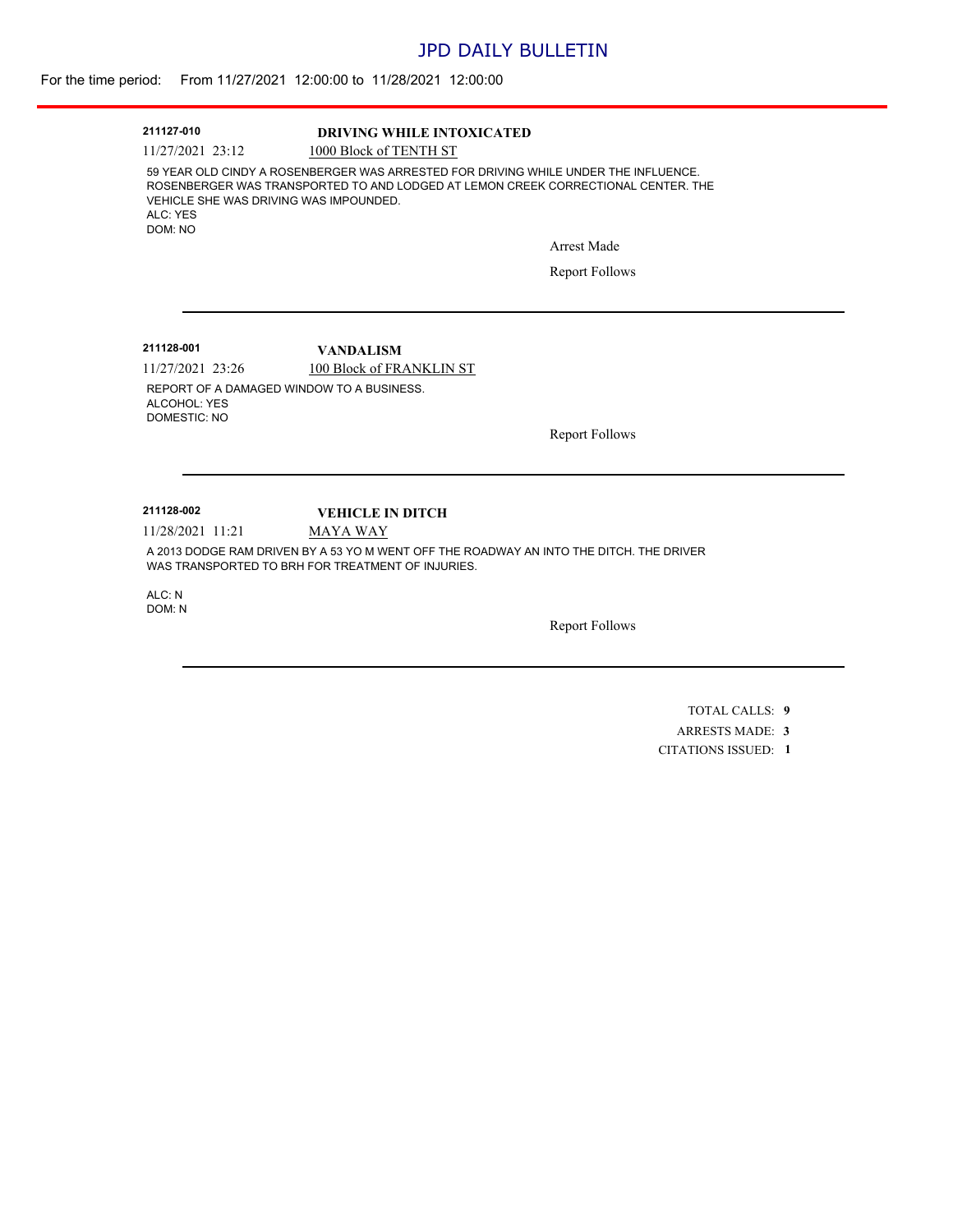# JPD DAILY BULLETIN

For the time period: From 11/27/2021 12:00:00 to 11/28/2021 12:00:00

---

**211127-010** **DRIVING WHILE INTOXICATED**

11/27/2021 23:12 1000 Block of TENTH ST

59 YEAR OLD CINDY A ROSENBERGER WAS ARRESTED FOR DRIVING WHILE UNDER THE INFLUENCE. ROSENBERGER WAS TRANSPORTED TO AND LODGED AT LEMON CREEK CORRECTIONAL CENTER. THE VEHICLE SHE WAS DRIVING WAS IMPOUNDED.

ALC: YES
DOM: NO

Arrest Made

Report Follows

---

**211128-001** **VANDALISM**

11/27/2021 23:26 100 Block of FRANKLIN ST

REPORT OF A DAMAGED WINDOW TO A BUSINESS.

ALCOHOL: YES
DOMESTIC: NO

Report Follows

---

**211128-002** **VEHICLE IN DITCH**

11/28/2021 11:21 MAYA WAY

A 2013 DODGE RAM DRIVEN BY A 53 YO M WENT OFF THE ROADWAY AN INTO THE DITCH. THE DRIVER WAS TRANSPORTED TO BRH FOR TREATMENT OF INJURIES.

ALC: N
DOM: N

Report Follows

---

TOTAL CALLS: **9**

ARRESTS MADE: **3**

CITATIONS ISSUED: **1**